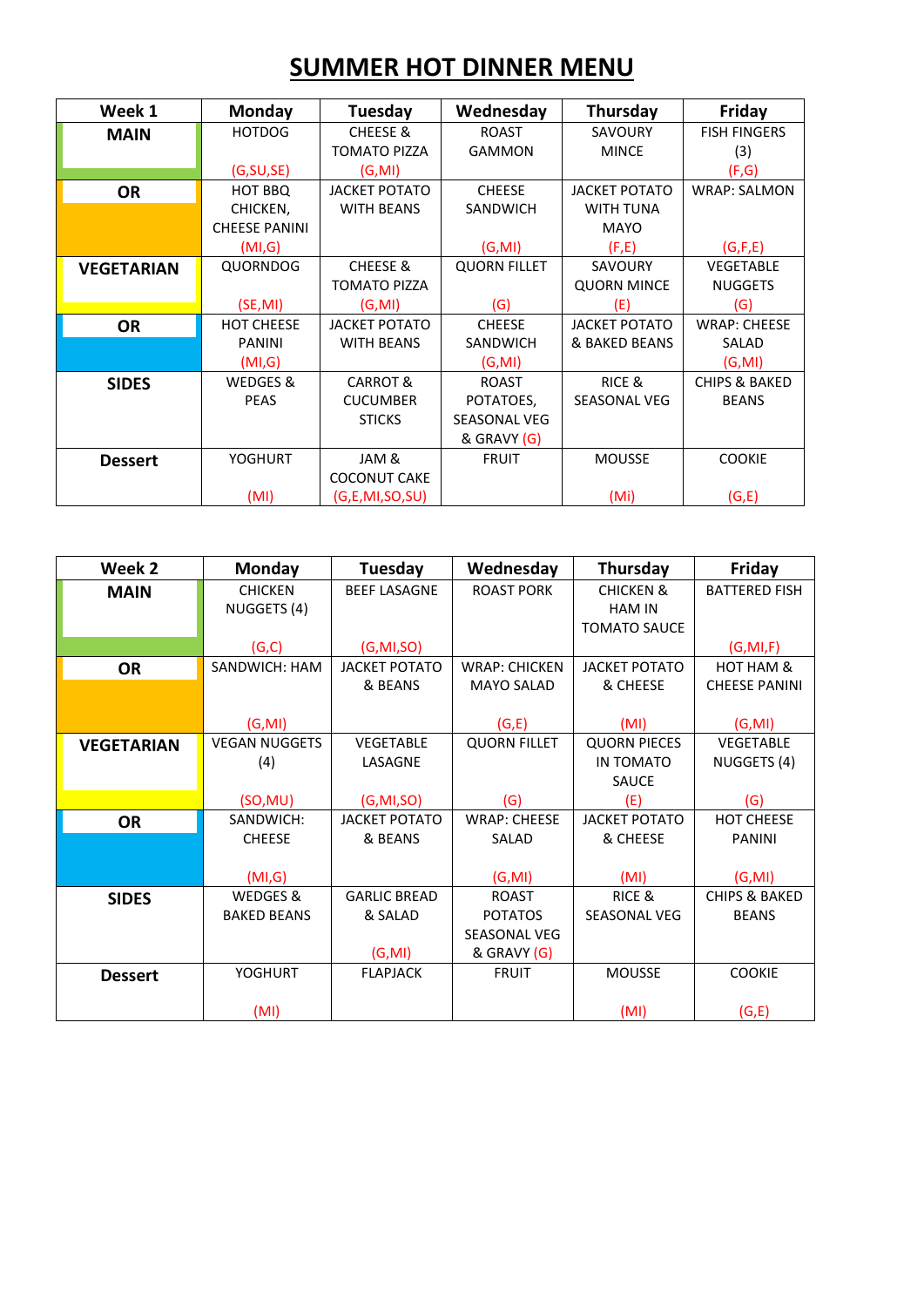# SUMMER HOT DINNER MENU

| Week 1 | Monday | Tuesday | Wednesday | Thursday | Friday |
|---|---|---|---|---|---|
| **MAIN** | HOTDOG (G,SU,SE) | CHEESE & TOMATO PIZZA (G,MI) | ROAST GAMMON | SAVOURY MINCE | FISH FINGERS (3) (F,G) |
| **OR** | HOT BBQ CHICKEN, CHEESE PANINI (MI,G) | JACKET POTATO WITH BEANS | CHEESE SANDWICH (G,MI) | JACKET POTATO WITH TUNA MAYO (F,E) | WRAP: SALMON (G,F,E) |
| **VEGETARIAN** | QUORNDOG (SE,MI) | CHEESE & TOMATO PIZZA (G,MI) | QUORN FILLET (G) | SAVOURY QUORN MINCE (E) | VEGETABLE NUGGETS (G) |
| **OR** | HOT CHEESE PANINI (MI,G) | JACKET POTATO WITH BEANS | CHEESE SANDWICH (G,MI) | JACKET POTATO & BAKED BEANS | WRAP: CHEESE SALAD (G,MI) |
| **SIDES** | WEDGES & PEAS | CARROT & CUCUMBER STICKS | ROAST POTATOES, SEASONAL VEG & GRAVY (G) | RICE & SEASONAL VEG | CHIPS & BAKED BEANS |
| **Dessert** | YOGHURT (MI) | JAM & COCONUT CAKE (G,E,MI,SO,SU) | FRUIT | MOUSSE (Mi) | COOKIE (G,E) |

| Week 2 | Monday | Tuesday | Wednesday | Thursday | Friday |
|---|---|---|---|---|---|
| **MAIN** | CHICKEN NUGGETS (4) (G,C) | BEEF LASAGNE (G,MI,SO) | ROAST PORK | CHICKEN & HAM IN TOMATO SAUCE | BATTERED FISH (G,MI,F) |
| **OR** | SANDWICH: HAM (G,MI) | JACKET POTATO & BEANS | WRAP: CHICKEN MAYO SALAD (G,E) | JACKET POTATO & CHEESE (MI) | HOT HAM & CHEESE PANINI (G,MI) |
| **VEGETARIAN** | VEGAN NUGGETS (4) (SO,MU) | VEGETABLE LASAGNE (G,MI,SO) | QUORN FILLET (G) | QUORN PIECES IN TOMATO SAUCE (E) | VEGETABLE NUGGETS (4) (G) |
| **OR** | SANDWICH: CHEESE (MI,G) | JACKET POTATO & BEANS | WRAP: CHEESE SALAD (G,MI) | JACKET POTATO & CHEESE (MI) | HOT CHEESE PANINI (G,MI) |
| **SIDES** | WEDGES & BAKED BEANS | GARLIC BREAD & SALAD (G,MI) | ROAST POTATOS SEASONAL VEG & GRAVY (G) | RICE & SEASONAL VEG | CHIPS & BAKED BEANS |
| **Dessert** | YOGHURT (MI) | FLAPJACK | FRUIT | MOUSSE (MI) | COOKIE (G,E) |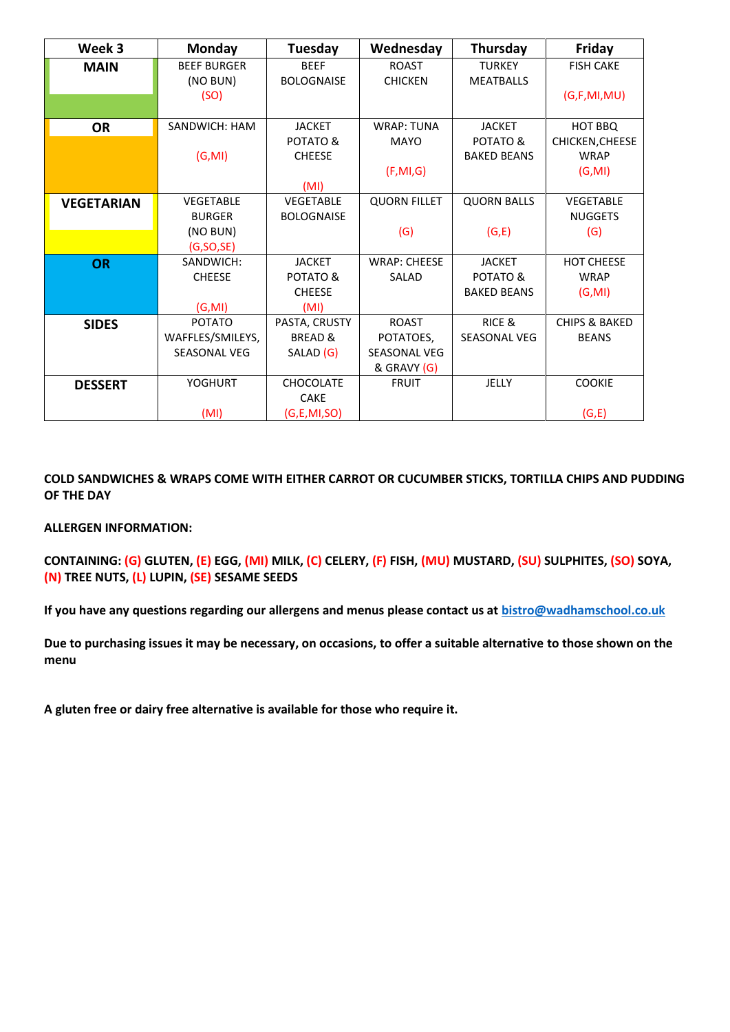| Week 3 | Monday | Tuesday | Wednesday | Thursday | Friday |
|---|---|---|---|---|---|
| **MAIN** | BEEF BURGER (NO BUN) (SO) | BEEF BOLOGNAISE | ROAST CHICKEN | TURKEY MEATBALLS | FISH CAKE (G,F,MI,MU) |
| **OR** | SANDWICH: HAM (G,MI) | JACKET POTATO & CHEESE (MI) | WRAP: TUNA MAYO (F,MI,G) | JACKET POTATO & BAKED BEANS | HOT BBQ CHICKEN,CHEESE WRAP (G,MI) |
| **VEGETARIAN** | VEGETABLE BURGER (NO BUN) (G,SO,SE) | VEGETABLE BOLOGNAISE | QUORN FILLET (G) | QUORN BALLS (G,E) | VEGETABLE NUGGETS (G) |
| **OR** | SANDWICH: CHEESE (G,MI) | JACKET POTATO & CHEESE (MI) | WRAP: CHEESE SALAD | JACKET POTATO & BAKED BEANS | HOT CHEESE WRAP (G,MI) |
| **SIDES** | POTATO WAFFLES/SMILEYS, SEASONAL VEG | PASTA, CRUSTY BREAD & SALAD (G) | ROAST POTATOES, SEASONAL VEG & GRAVY (G) | RICE & SEASONAL VEG | CHIPS & BAKED BEANS |
| **DESSERT** | YOGHURT (MI) | CHOCOLATE CAKE (G,E,MI,SO) | FRUIT | JELLY | COOKIE (G,E) |

**COLD SANDWICHES & WRAPS COME WITH EITHER CARROT OR CUCUMBER STICKS, TORTILLA CHIPS AND PUDDING OF THE DAY**

**ALLERGEN INFORMATION:**

**CONTAINING: (G) GLUTEN, (E) EGG, (MI) MILK, (C) CELERY, (F) FISH, (MU) MUSTARD, (SU) SULPHITES, (SO) SOYA, (N) TREE NUTS, (L) LUPIN, (SE) SESAME SEEDS**

**If you have any questions regarding our allergens and menus please contact us at bistro@wadhamschool.co.uk**

**Due to purchasing issues it may be necessary, on occasions, to offer a suitable alternative to those shown on the menu**

**A gluten free or dairy free alternative is available for those who require it.**